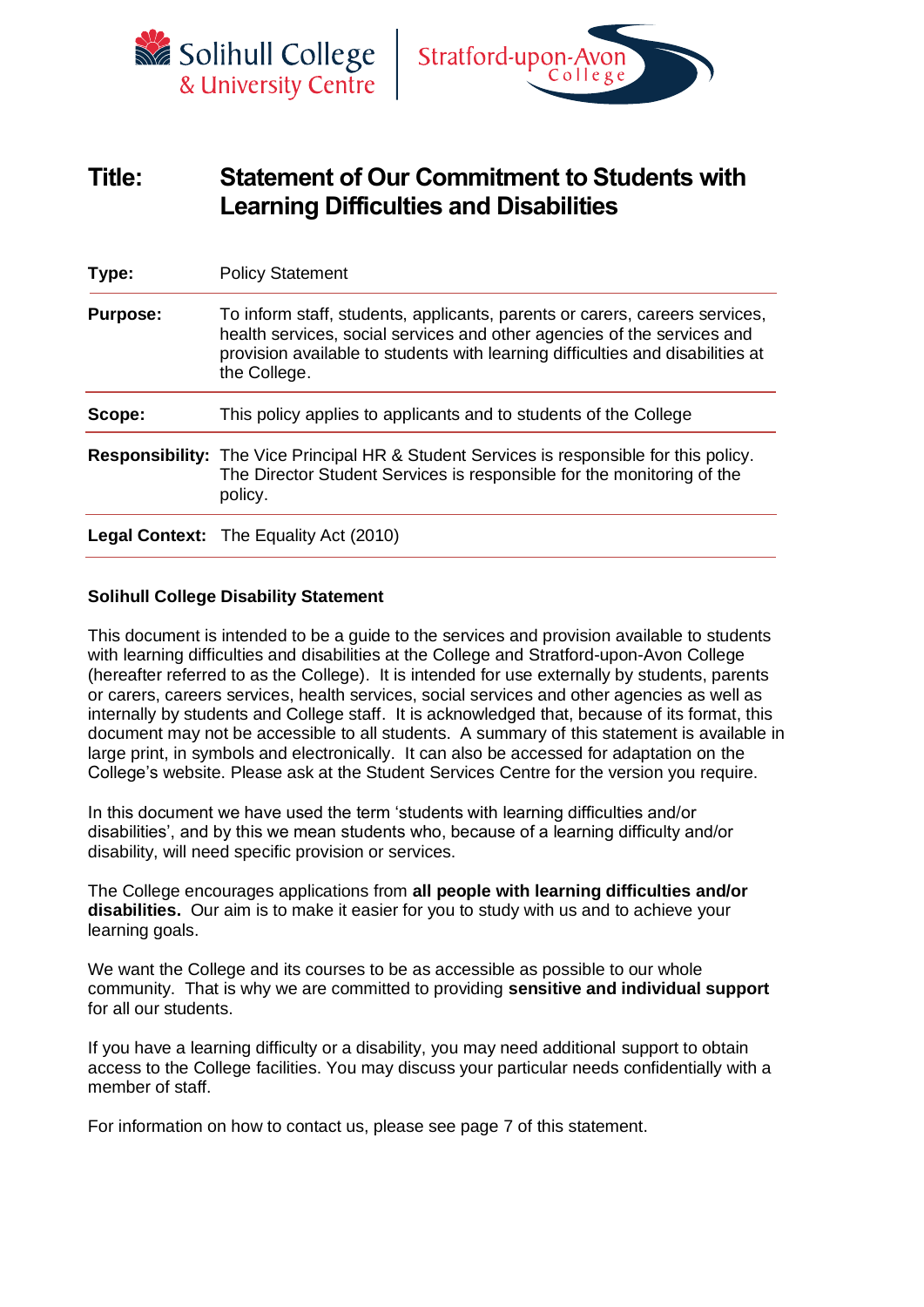**Title:** **Statement of Our Commitment to Students with Learning Difficulties and Disabilities**

| | |
|---|---|
| **Type:** | Policy Statement |
| **Purpose:** | To inform staff, students, applicants, parents or carers, careers services, health services, social services and other agencies of the services and provision available to students with learning difficulties and disabilities at the College. |
| **Scope:** | This policy applies to applicants and to students of the College |
| **Responsibility:** | The Vice Principal HR & Student Services is responsible for this policy. The Director Student Services is responsible for the monitoring of the policy. |
| **Legal Context:** | The Equality Act (2010) |

**Solihull College Disability Statement**

This document is intended to be a guide to the services and provision available to students with learning difficulties and disabilities at the College and Stratford-upon-Avon College (hereafter referred to as the College). It is intended for use externally by students, parents or carers, careers services, health services, social services and other agencies as well as internally by students and College staff. It is acknowledged that, because of its format, this document may not be accessible to all students. A summary of this statement is available in large print, in symbols and electronically. It can also be accessed for adaptation on the College's website. Please ask at the Student Services Centre for the version you require.

In this document we have used the term 'students with learning difficulties and/or disabilities', and by this we mean students who, because of a learning difficulty and/or disability, will need specific provision or services.

The College encourages applications from **all people with learning difficulties and/or disabilities.** Our aim is to make it easier for you to study with us and to achieve your learning goals.

We want the College and its courses to be as accessible as possible to our whole community. That is why we are committed to providing **sensitive and individual support** for all our students.

If you have a learning difficulty or a disability, you may need additional support to obtain access to the College facilities. You may discuss your particular needs confidentially with a member of staff.

For information on how to contact us, please see page 7 of this statement.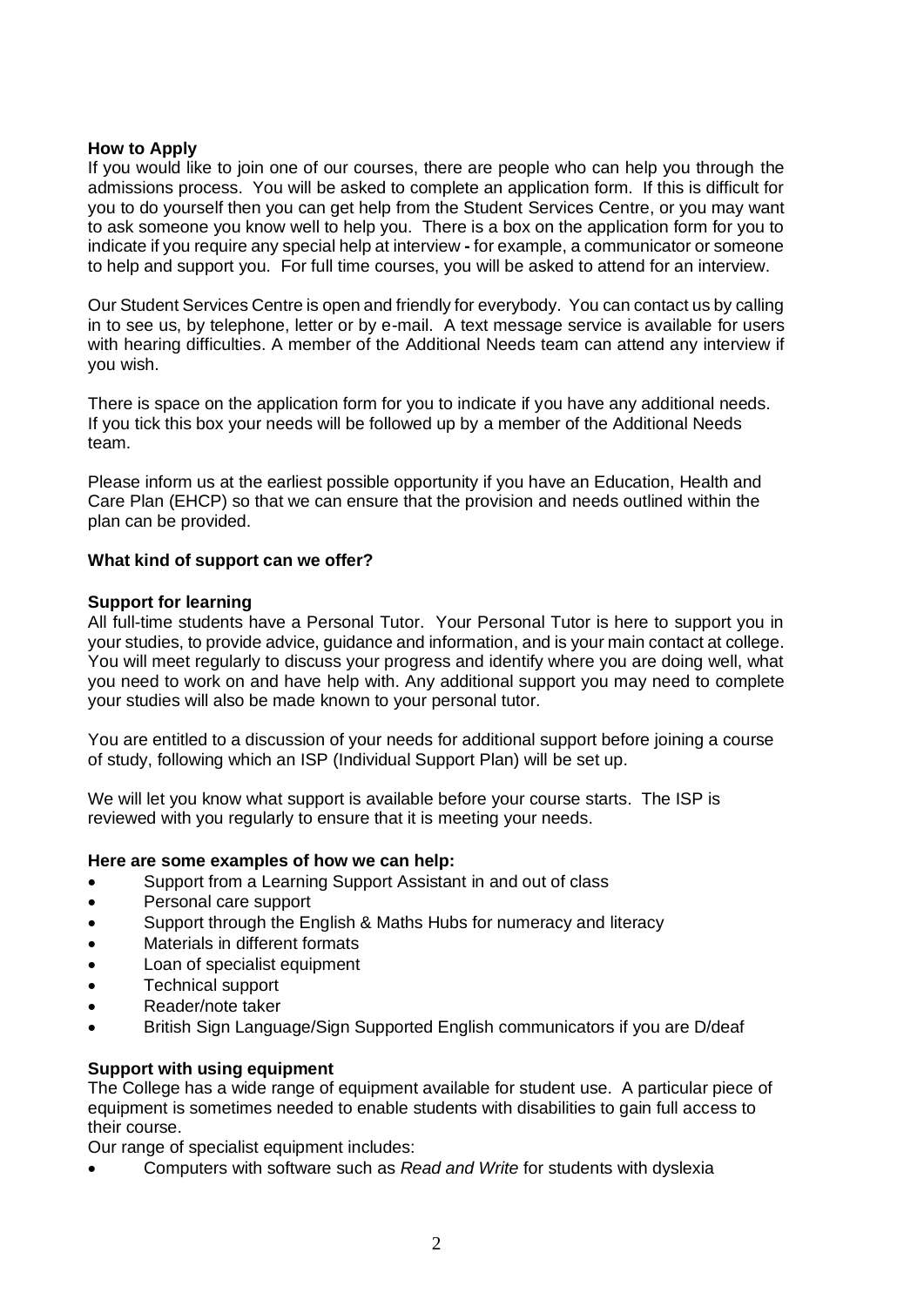**How to Apply**

If you would like to join one of our courses, there are people who can help you through the admissions process. You will be asked to complete an application form. If this is difficult for you to do yourself then you can get help from the Student Services Centre, or you may want to ask someone you know well to help you. There is a box on the application form for you to indicate if you require any special help at interview **-** for example, a communicator or someone to help and support you. For full time courses, you will be asked to attend for an interview.

Our Student Services Centre is open and friendly for everybody. You can contact us by calling in to see us, by telephone, letter or by e-mail. A text message service is available for users with hearing difficulties. A member of the Additional Needs team can attend any interview if you wish.

There is space on the application form for you to indicate if you have any additional needs. If you tick this box your needs will be followed up by a member of the Additional Needs team.

Please inform us at the earliest possible opportunity if you have an Education, Health and Care Plan (EHCP) so that we can ensure that the provision and needs outlined within the plan can be provided.

**What kind of support can we offer?**

**Support for learning**

All full-time students have a Personal Tutor. Your Personal Tutor is here to support you in your studies, to provide advice, guidance and information, and is your main contact at college. You will meet regularly to discuss your progress and identify where you are doing well, what you need to work on and have help with. Any additional support you may need to complete your studies will also be made known to your personal tutor.

You are entitled to a discussion of your needs for additional support before joining a course of study, following which an ISP (Individual Support Plan) will be set up.

We will let you know what support is available before your course starts. The ISP is reviewed with you regularly to ensure that it is meeting your needs.

**Here are some examples of how we can help:**

- Support from a Learning Support Assistant in and out of class
- Personal care support
- Support through the English & Maths Hubs for numeracy and literacy
- Materials in different formats
- Loan of specialist equipment
- Technical support
- Reader/note taker
- British Sign Language/Sign Supported English communicators if you are D/deaf

**Support with using equipment**

The College has a wide range of equipment available for student use. A particular piece of equipment is sometimes needed to enable students with disabilities to gain full access to their course.

Our range of specialist equipment includes:

- Computers with software such as *Read and Write* for students with dyslexia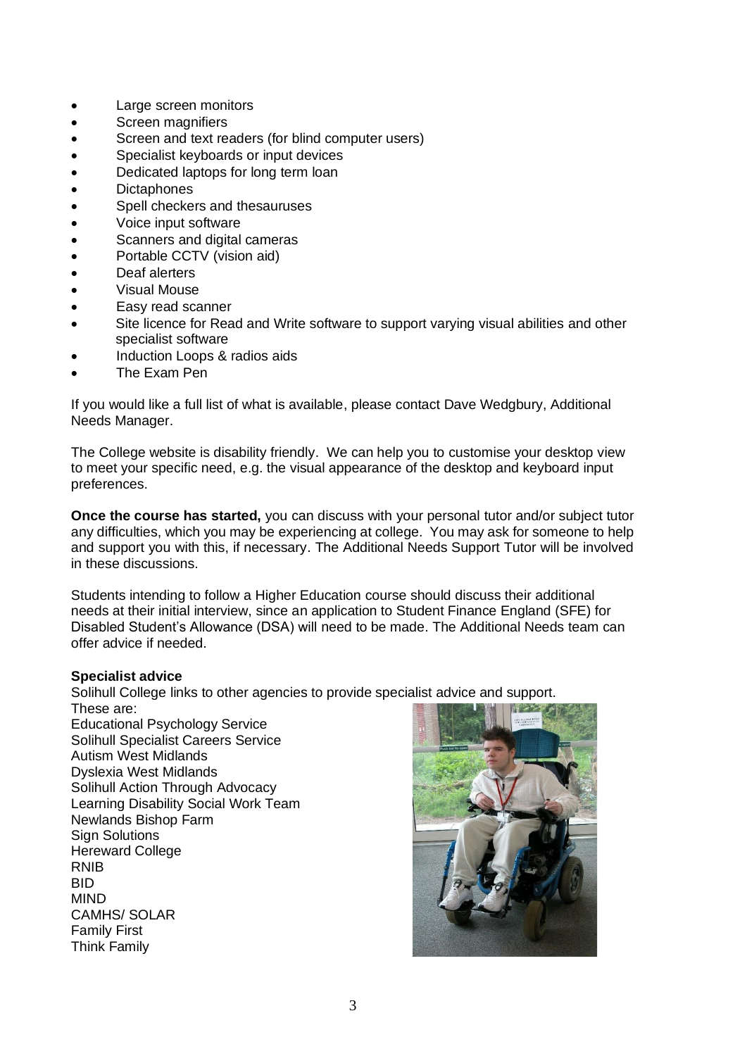- Large screen monitors
- Screen magnifiers
- Screen and text readers (for blind computer users)
- Specialist keyboards or input devices
- Dedicated laptops for long term loan
- Dictaphones
- Spell checkers and thesauruses
- Voice input software
- Scanners and digital cameras
- Portable CCTV (vision aid)
- Deaf alerters
- Visual Mouse
- Easy read scanner
- Site licence for Read and Write software to support varying visual abilities and other specialist software
- Induction Loops & radios aids
- The Exam Pen

If you would like a full list of what is available, please contact Dave Wedgbury, Additional Needs Manager.

The College website is disability friendly. We can help you to customise your desktop view to meet your specific need, e.g. the visual appearance of the desktop and keyboard input preferences.

**Once the course has started,** you can discuss with your personal tutor and/or subject tutor any difficulties, which you may be experiencing at college. You may ask for someone to help and support you with this, if necessary. The Additional Needs Support Tutor will be involved in these discussions.

Students intending to follow a Higher Education course should discuss their additional needs at their initial interview, since an application to Student Finance England (SFE) for Disabled Student's Allowance (DSA) will need to be made. The Additional Needs team can offer advice if needed.

**Specialist advice**

Solihull College links to other agencies to provide specialist advice and support.
These are:

Educational Psychology Service
Solihull Specialist Careers Service
Autism West Midlands
Dyslexia West Midlands
Solihull Action Through Advocacy
Learning Disability Social Work Team
Newlands Bishop Farm
Sign Solutions
Hereward College
RNIB
BID
MIND
CAMHS/ SOLAR
Family First
Think Family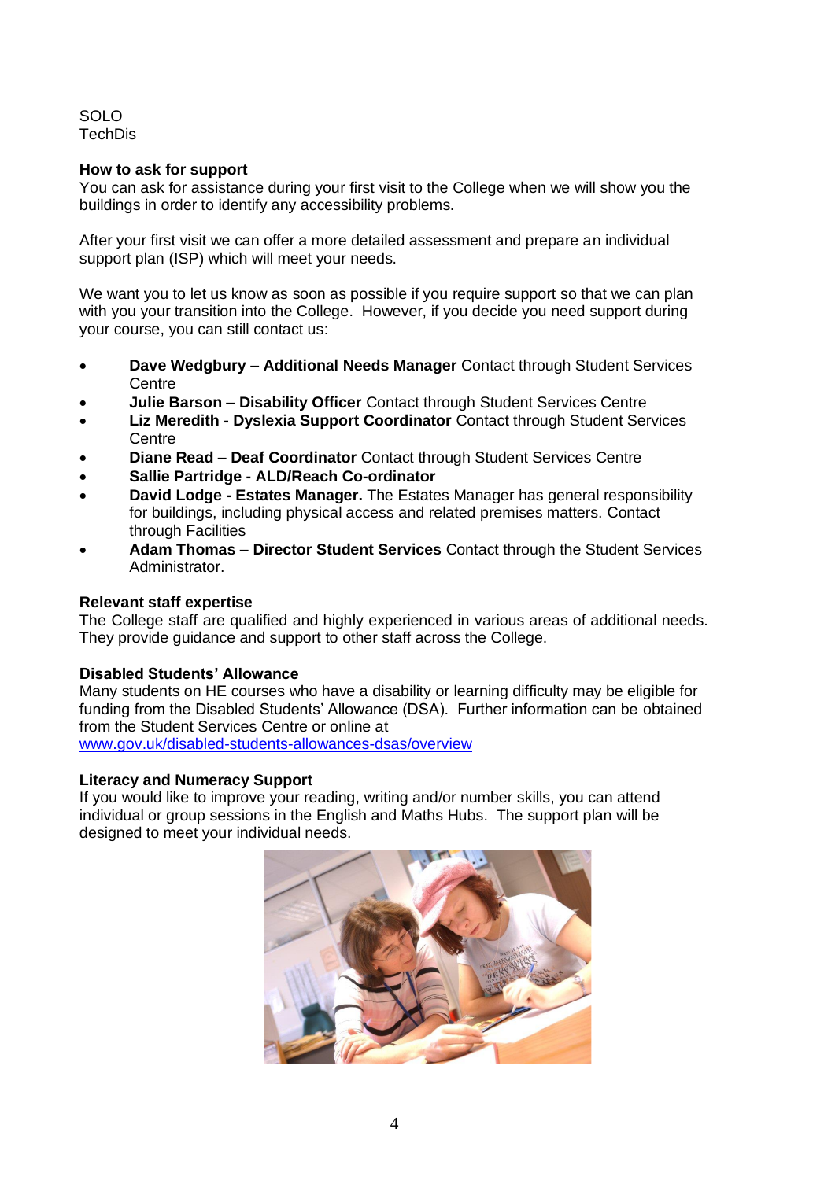SOLO
TechDis

**How to ask for support**

You can ask for assistance during your first visit to the College when we will show you the buildings in order to identify any accessibility problems.

After your first visit we can offer a more detailed assessment and prepare an individual support plan (ISP) which will meet your needs.

We want you to let us know as soon as possible if you require support so that we can plan with you your transition into the College. However, if you decide you need support during your course, you can still contact us:

- **Dave Wedgbury – Additional Needs Manager** Contact through Student Services Centre
- **Julie Barson – Disability Officer** Contact through Student Services Centre
- **Liz Meredith - Dyslexia Support Coordinator** Contact through Student Services Centre
- **Diane Read – Deaf Coordinator** Contact through Student Services Centre
- **Sallie Partridge - ALD/Reach Co-ordinator**
- **David Lodge - Estates Manager.** The Estates Manager has general responsibility for buildings, including physical access and related premises matters. Contact through Facilities
- **Adam Thomas – Director Student Services** Contact through the Student Services Administrator.

**Relevant staff expertise**

The College staff are qualified and highly experienced in various areas of additional needs. They provide guidance and support to other staff across the College.

**Disabled Students' Allowance**

Many students on HE courses who have a disability or learning difficulty may be eligible for funding from the Disabled Students' Allowance (DSA). Further information can be obtained from the Student Services Centre or online at
www.gov.uk/disabled-students-allowances-dsas/overview

**Literacy and Numeracy Support**

If you would like to improve your reading, writing and/or number skills, you can attend individual or group sessions in the English and Maths Hubs. The support plan will be designed to meet your individual needs.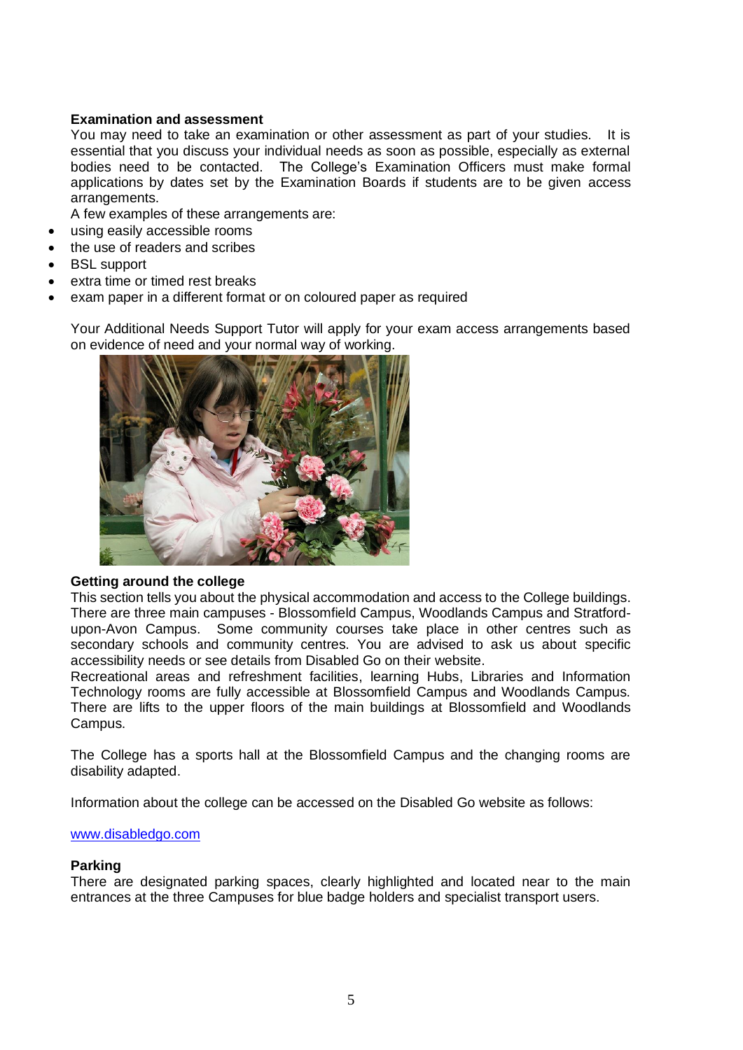**Examination and assessment**

You may need to take an examination or other assessment as part of your studies. It is essential that you discuss your individual needs as soon as possible, especially as external bodies need to be contacted. The College's Examination Officers must make formal applications by dates set by the Examination Boards if students are to be given access arrangements.

A few examples of these arrangements are:

- using easily accessible rooms
- the use of readers and scribes
- BSL support
- extra time or timed rest breaks
- exam paper in a different format or on coloured paper as required

Your Additional Needs Support Tutor will apply for your exam access arrangements based on evidence of need and your normal way of working.

**Getting around the college**

This section tells you about the physical accommodation and access to the College buildings. There are three main campuses - Blossomfield Campus, Woodlands Campus and Stratford-upon-Avon Campus. Some community courses take place in other centres such as secondary schools and community centres. You are advised to ask us about specific accessibility needs or see details from Disabled Go on their website.

Recreational areas and refreshment facilities, learning Hubs, Libraries and Information Technology rooms are fully accessible at Blossomfield Campus and Woodlands Campus. There are lifts to the upper floors of the main buildings at Blossomfield and Woodlands Campus.

The College has a sports hall at the Blossomfield Campus and the changing rooms are disability adapted.

Information about the college can be accessed on the Disabled Go website as follows:

[www.disabledgo.com](http://www.disabledgo.com)

**Parking**

There are designated parking spaces, clearly highlighted and located near to the main entrances at the three Campuses for blue badge holders and specialist transport users.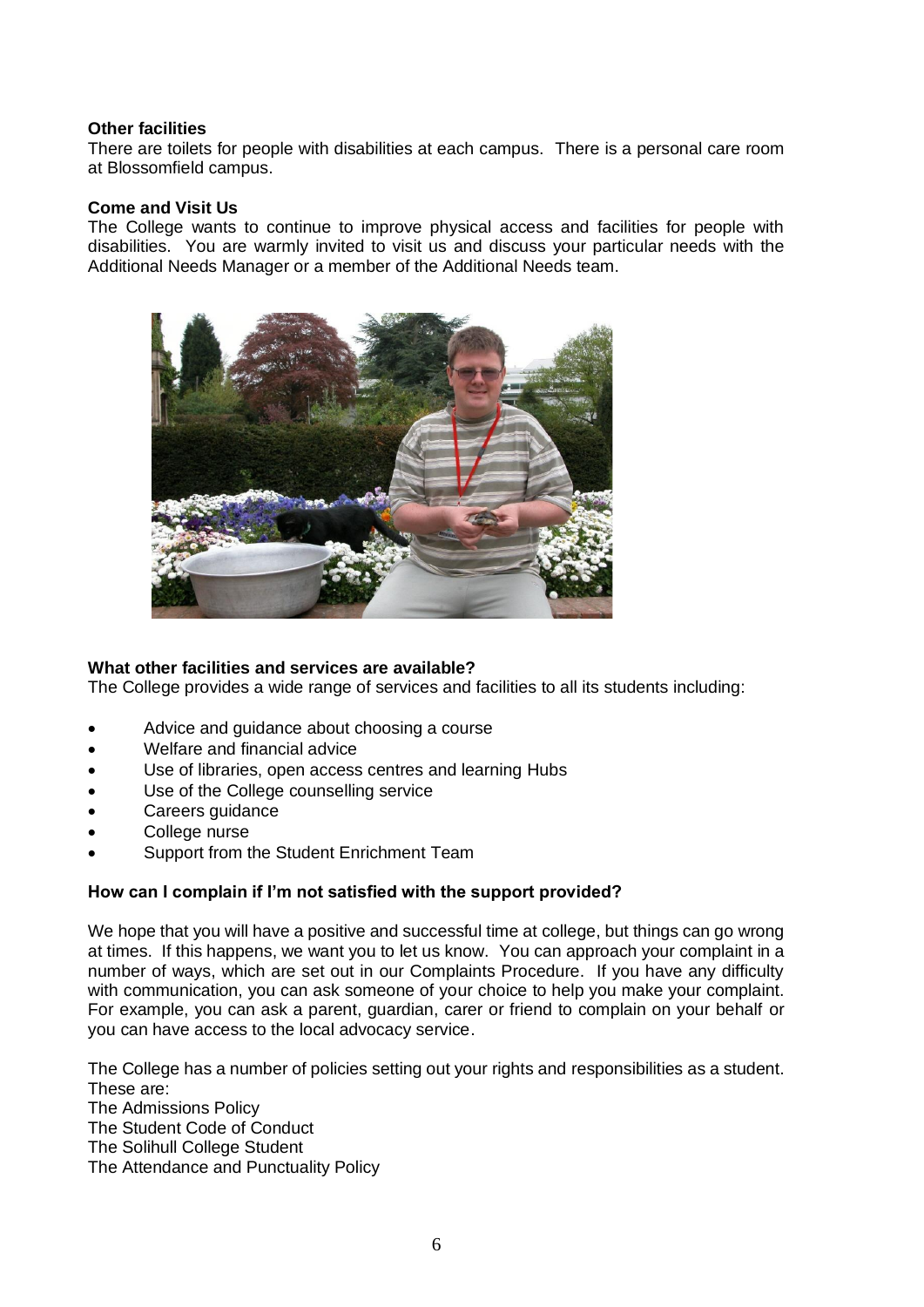**Other facilities**

There are toilets for people with disabilities at each campus. There is a personal care room at Blossomfield campus.

**Come and Visit Us**

The College wants to continue to improve physical access and facilities for people with disabilities. You are warmly invited to visit us and discuss your particular needs with the Additional Needs Manager or a member of the Additional Needs team.

**What other facilities and services are available?**

The College provides a wide range of services and facilities to all its students including:

- Advice and guidance about choosing a course
- Welfare and financial advice
- Use of libraries, open access centres and learning Hubs
- Use of the College counselling service
- Careers guidance
- College nurse
- Support from the Student Enrichment Team

**How can I complain if I'm not satisfied with the support provided?**

We hope that you will have a positive and successful time at college, but things can go wrong at times. If this happens, we want you to let us know. You can approach your complaint in a number of ways, which are set out in our Complaints Procedure. If you have any difficulty with communication, you can ask someone of your choice to help you make your complaint. For example, you can ask a parent, guardian, carer or friend to complain on your behalf or you can have access to the local advocacy service.

The College has a number of policies setting out your rights and responsibilities as a student. These are:
The Admissions Policy
The Student Code of Conduct
The Solihull College Student
The Attendance and Punctuality Policy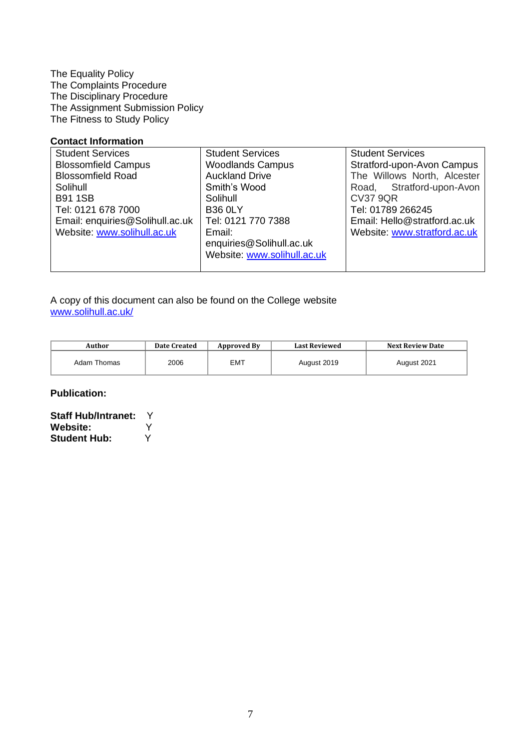The Equality Policy
The Complaints Procedure
The Disciplinary Procedure
The Assignment Submission Policy
The Fitness to Study Policy

**Contact Information**

| | | |
|---|---|---|
| Student Services<br>Blossomfield Campus<br>Blossomfield Road<br>Solihull<br>B91 1SB<br>Tel: 0121 678 7000<br>Email: enquiries@Solihull.ac.uk<br>Website: www.solihull.ac.uk | Student Services<br>Woodlands Campus<br>Auckland Drive<br>Smith's Wood<br>Solihull<br>B36 0LY<br>Tel: 0121 770 7388<br>Email: enquiries@Solihull.ac.uk<br>Website: www.solihull.ac.uk | Student Services<br>Stratford-upon-Avon Campus<br>The Willows North, Alcester Road, Stratford-upon-Avon<br>CV37 9QR<br>Tel: 01789 266245<br>Email: Hello@stratford.ac.uk<br>Website: www.stratford.ac.uk |

A copy of this document can also be found on the College website
www.solihull.ac.uk/

| Author | Date Created | Approved By | Last Reviewed | Next Review Date |
|---|---|---|---|---|
| Adam Thomas | 2006 | EMT | August 2019 | August 2021 |

**Publication:**

**Staff Hub/Intranet:** Y
**Website:** Y
**Student Hub:** Y